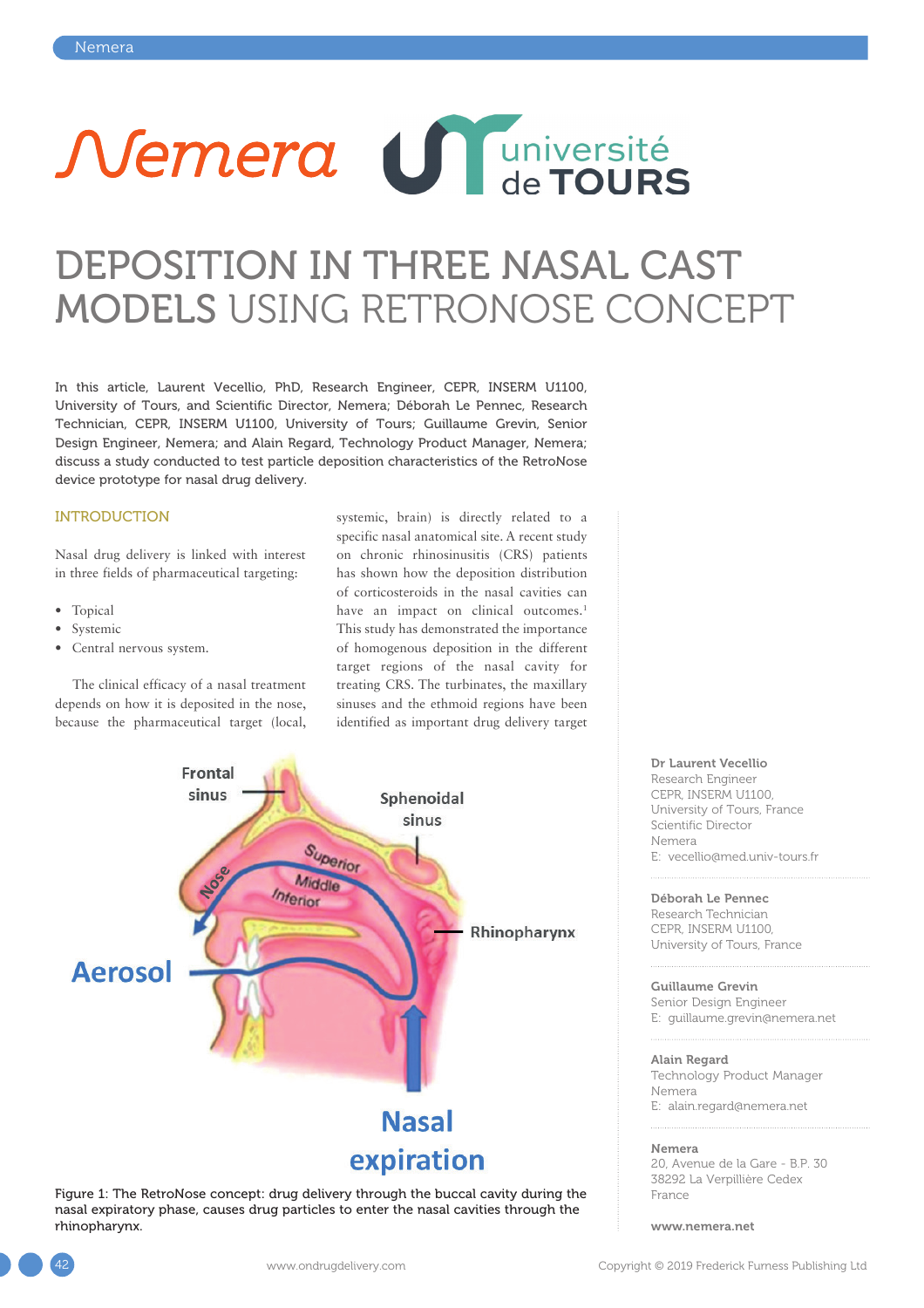# DEPOSITION IN THREE NASAL CAST MODELS USING RETRONOSE CONCEPT

In this article, Laurent Vecellio, PhD, Research Engineer, CEPR, INSERM U1100, University of Tours, and Scientific Director, Nemera; Déborah Le Pennec, Research Technician, CEPR, INSERM U1100, University of Tours; Guillaume Grevin, Senior Design Engineer, Nemera; and Alain Regard, Technology Product Manager, Nemera; discuss a study conducted to test particle deposition characteristics of the RetroNose device prototype for nasal drug delivery.

## INTRODUCTION

Nasal drug delivery is linked with interest in three fields of pharmaceutical targeting:

- Topical
- Systemic
- Central nervous system.

The clinical efficacy of a nasal treatment depends on how it is deposited in the nose, because the pharmaceutical target (local, systemic, brain) is directly related to a specific nasal anatomical site. A recent study on chronic rhinosinusitis (CRS) patients has shown how the deposition distribution of corticosteroids in the nasal cavities can have an impact on clinical outcomes.[1] This study has demonstrated the importance of homogenous deposition in the different target regions of the nasal cavity for treating CRS. The turbinates, the maxillary sinuses and the ethmoid regions have been identified as important drug delivery target

Figure 1: The RetroNose concept: drug delivery through the buccal cavity during the nasal expiratory phase, causes drug particles to enter the nasal cavities through the rhinopharynx.

**Dr Laurent Vecellio**
Research Engineer
CEPR, INSERM U1100,
University of Tours, France
Scientific Director
Nemera
E: vecellio@med.univ-tours.fr

**Déborah Le Pennec**
Research Technician
CEPR, INSERM U1100,
University of Tours, France

**Guillaume Grevin**
Senior Design Engineer
E: guillaume.grevin@nemera.net

**Alain Regard**
Technology Product Manager
Nemera
E: alain.regard@nemera.net

**Nemera**
20, Avenue de la Gare - B.P. 30
38292 La Verpillière Cedex
France

**www.nemera.net**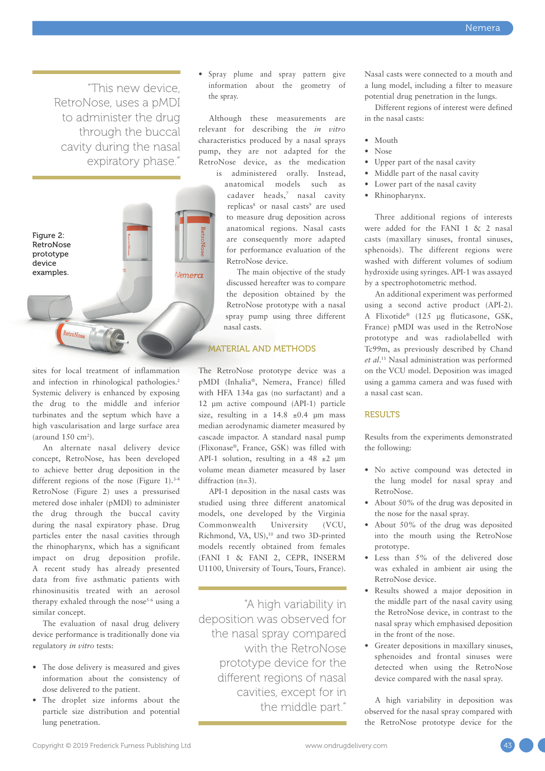"This new device, RetroNose, uses a pMDI to administer the drug through the buccal cavity during the nasal expiratory phase."

Figure 2: RetroNose prototype device examples.

sites for local treatment of inflammation and infection in rhinological pathologies.[2] Systemic delivery is enhanced by exposing the drug to the middle and inferior turbinates and the septum which have a high vascularisation and large surface area (around 150 $cm^2$).

An alternate nasal delivery device concept, RetroNose, has been developed to achieve better drug deposition in the different regions of the nose (Figure 1).[3-4] RetroNose (Figure 2) uses a pressurised metered dose inhaler (pMDI) to administer the drug through the buccal cavity during the nasal expiratory phase. Drug particles enter the nasal cavities through the rhinopharynx, which has a significant impact on drug deposition profile. A recent study has already presented data from five asthmatic patients with rhinosinusitis treated with an aerosol therapy exhaled through the nose[5-6] using a similar concept.

The evaluation of nasal drug delivery device performance is traditionally done via regulatory *in vitro* tests:

- The dose delivery is measured and gives information about the consistency of dose delivered to the patient.
- The droplet size informs about the particle size distribution and potential lung penetration.
- Spray plume and spray pattern give information about the geometry of the spray.

Although these measurements are relevant for describing the *in vitro* characteristics produced by a nasal sprays pump, they are not adapted for the RetroNose device, as the medication is administered orally. Instead, anatomical models such as cadaver heads,[7] nasal cavity replicas[8] or nasal casts[9] are used to measure drug deposition across anatomical regions. Nasal casts are consequently more adapted for performance evaluation of the RetroNose device.

The main objective of the study discussed hereafter was to compare the deposition obtained by the RetroNose prototype with a nasal spray pump using three different nasal casts.

## MATERIAL AND METHODS

The RetroNose prototype device was a pMDI (Inhalia®, Nemera, France) filled with HFA 134a gas (no surfactant) and a 12 µm active compound (API-1) particle size, resulting in a 14.8 ±0.4 µm mass median aerodynamic diameter measured by cascade impactor. A standard nasal pump (Flixonase®, France, GSK) was filled with API-1 solution, resulting in a 48 ±2 µm volume mean diameter measured by laser diffraction (n=3).

API-1 deposition in the nasal casts was studied using three different anatomical models, one developed by the Virginia Commonwealth University (VCU, Richmond, VA, US),[10] and two 3D-printed models recently obtained from females (FANI 1 & FANI 2, CEPR, INSERM U1100, University of Tours, Tours, France).

"A high variability in deposition was observed for the nasal spray compared with the RetroNose prototype device for the different regions of nasal cavities, except for in the middle part."

Nasal casts were connected to a mouth and a lung model, including a filter to measure potential drug penetration in the lungs.

Different regions of interest were defined in the nasal casts:

- Mouth
- Nose
- Upper part of the nasal cavity
- Middle part of the nasal cavity
- Lower part of the nasal cavity
- Rhinopharynx.

Three additional regions of interests were added for the FANI 1 & 2 nasal casts (maxillary sinuses, frontal sinuses, sphenoids). The different regions were washed with different volumes of sodium hydroxide using syringes. API-1 was assayed by a spectrophotometric method.

An additional experiment was performed using a second active product (API-2). A Flixotide® (125 µg fluticasone, GSK, France) pMDI was used in the RetroNose prototype and was radiolabelled with Tc99m, as previously described by Chand *et al.*[11] Nasal administration was performed on the VCU model. Deposition was imaged using a gamma camera and was fused with a nasal cast scan.

## RESULTS

Results from the experiments demonstrated the following:

- No active compound was detected in the lung model for nasal spray and RetroNose.
- About 50% of the drug was deposited in the nose for the nasal spray.
- About 50% of the drug was deposited into the mouth using the RetroNose prototype.
- Less than 5% of the delivered dose was exhaled in ambient air using the RetroNose device.
- Results showed a major deposition in the middle part of the nasal cavity using the RetroNose device, in contrast to the nasal spray which emphasised deposition in the front of the nose.
- Greater depositions in maxillary sinuses, sphenoides and frontal sinuses were detected when using the RetroNose device compared with the nasal spray.

A high variability in deposition was observed for the nasal spray compared with the RetroNose prototype device for the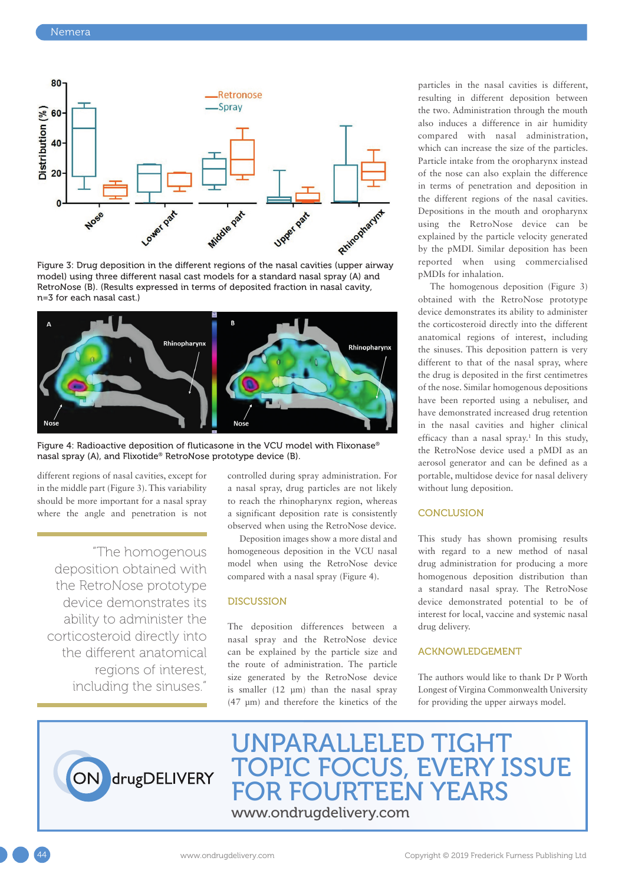80
60
40
20
0
Distribution (%)

Retronose
Spray

Nose
Lower part
Middle part
Upper part
Rhinopharynx

Figure 3: Drug deposition in the different regions of the nasal cavities (upper airway model) using three different nasal cast models for a standard nasal spray (A) and RetroNose (B). (Results expressed in terms of deposited fraction in nasal cavity, n=3 for each nasal cast.)

A
Rhinopharynx
Nose
B
Rhinopharynx
Nose

Figure 4: Radioactive deposition of fluticasone in the VCU model with Flixonase® nasal spray (A), and Flixotide® RetroNose prototype device (B).

different regions of nasal cavities, except for in the middle part (Figure 3). This variability should be more important for a nasal spray where the angle and penetration is not controlled during spray administration. For a nasal spray, drug particles are not likely to reach the rhinopharynx region, whereas a significant deposition rate is consistently observed when using the RetroNose device.

Deposition images show a more distal and homogeneous deposition in the VCU nasal model when using the RetroNose device compared with a nasal spray (Figure 4).

> "The homogenous deposition obtained with the RetroNose prototype device demonstrates its ability to administer the corticosteroid directly into the different anatomical regions of interest, including the sinuses."

## DISCUSSION

The deposition differences between a nasal spray and the RetroNose device can be explained by the particle size and the route of administration. The particle size generated by the RetroNose device is smaller (12 µm) than the nasal spray (47 µm) and therefore the kinetics of the particles in the nasal cavities is different, resulting in different deposition between the two. Administration through the mouth also induces a difference in air humidity compared with nasal administration, which can increase the size of the particles. Particle intake from the oropharynx instead of the nose can also explain the difference in terms of penetration and deposition in the different regions of the nasal cavities. Depositions in the mouth and oropharynx using the RetroNose device can be explained by the particle velocity generated by the pMDI. Similar deposition has been reported when using commercialised pMDIs for inhalation.

The homogenous deposition (Figure 3) obtained with the RetroNose prototype device demonstrates its ability to administer the corticosteroid directly into the different anatomical regions of interest, including the sinuses. This deposition pattern is very different to that of the nasal spray, where the drug is deposited in the first centimetres of the nose. Similar homogenous depositions have been reported using a nebuliser, and have demonstrated increased drug retention in the nasal cavities and higher clinical efficacy than a nasal spray.[1] In this study, the RetroNose device used a pMDI as an aerosol generator and can be defined as a portable, multidose device for nasal delivery without lung deposition.

## CONCLUSION

This study has shown promising results with regard to a new method of nasal drug administration for producing a more homogenous deposition distribution than a standard nasal spray. The RetroNose device demonstrated potential to be of interest for local, vaccine and systemic nasal drug delivery.

## ACKNOWLEDGEMENT

The authors would like to thank Dr P Worth Longest of Virgina Commonwealth University for providing the upper airways model.

ON drugDELIVERY

UNPARALLELED TIGHT TOPIC FOCUS, EVERY ISSUE FOR FOURTEEN YEARS

www.ondrugdelivery.com